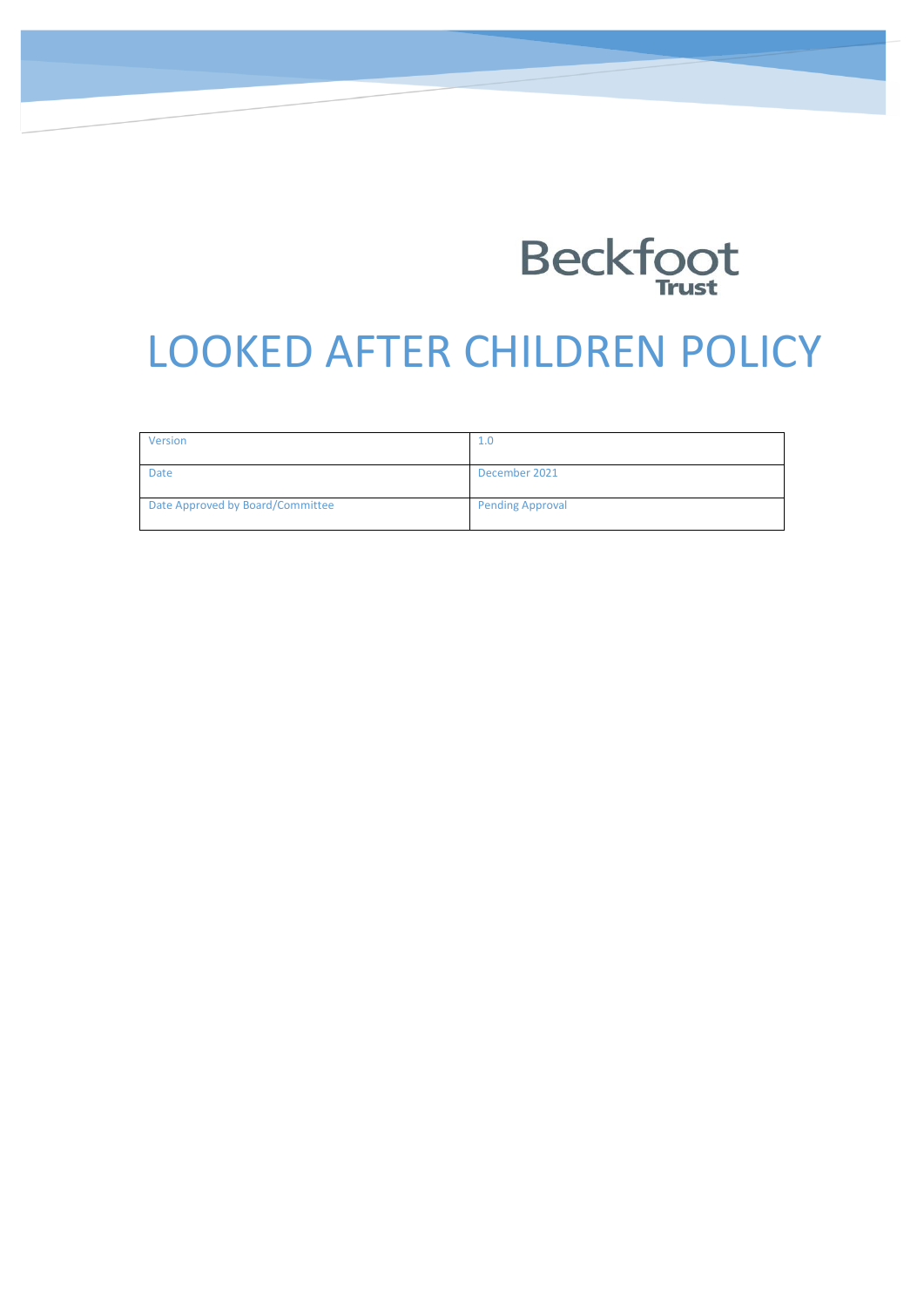Beckfoot Trust

# LOOKED AFTER CHILDREN POLICY

| Version | 1.0 |
|---|---|
| Date | December 2021 |
| Date Approved by Board/Committee | Pending Approval |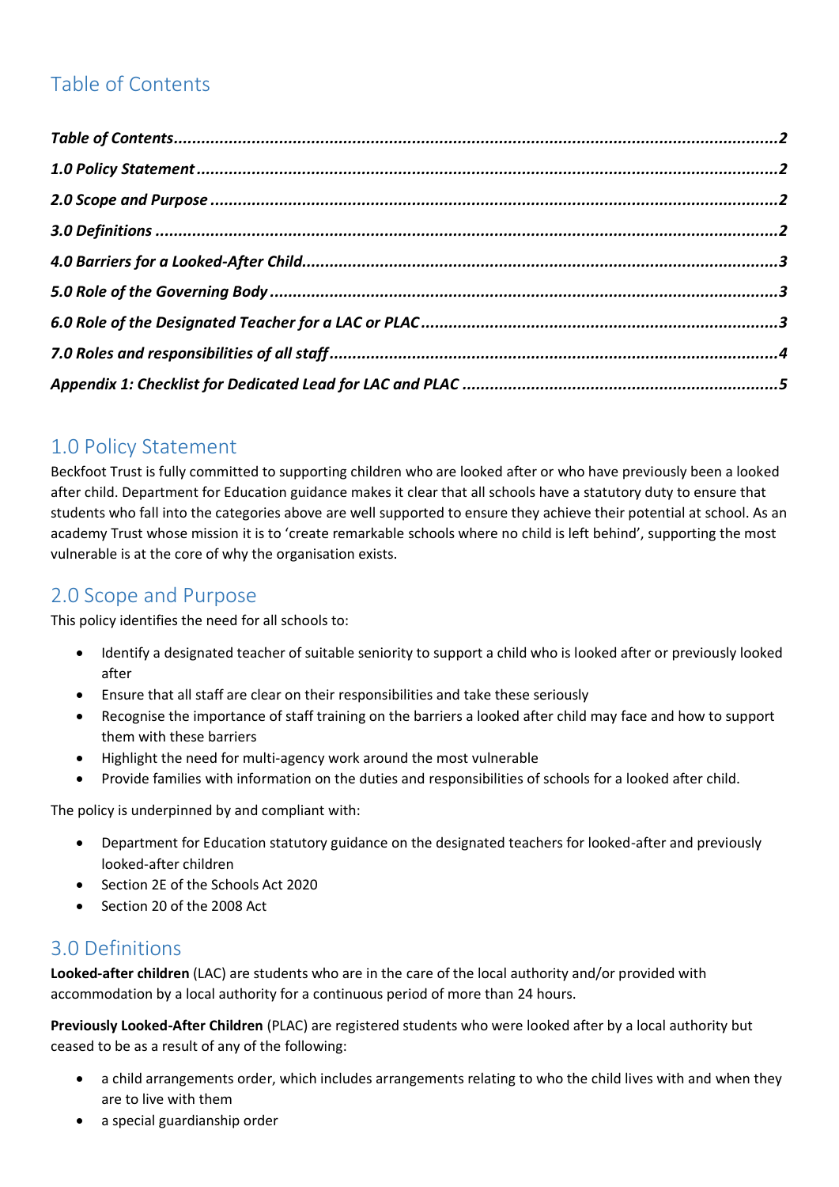## Table of Contents

*Table of Contents* ...... 2
*1.0 Policy Statement* ...... 2
*2.0 Scope and Purpose* ...... 2
*3.0 Definitions* ...... 2
*4.0 Barriers for a Looked-After Child* ...... 3
*5.0 Role of the Governing Body* ...... 3
*6.0 Role of the Designated Teacher for a LAC or PLAC* ...... 3
*7.0 Roles and responsibilities of all staff* ...... 4
*Appendix 1: Checklist for Dedicated Lead for LAC and PLAC* ...... 5

## 1.0 Policy Statement

Beckfoot Trust is fully committed to supporting children who are looked after or who have previously been a looked after child. Department for Education guidance makes it clear that all schools have a statutory duty to ensure that students who fall into the categories above are well supported to ensure they achieve their potential at school. As an academy Trust whose mission it is to 'create remarkable schools where no child is left behind', supporting the most vulnerable is at the core of why the organisation exists.

## 2.0 Scope and Purpose

This policy identifies the need for all schools to:

- Identify a designated teacher of suitable seniority to support a child who is looked after or previously looked after
- Ensure that all staff are clear on their responsibilities and take these seriously
- Recognise the importance of staff training on the barriers a looked after child may face and how to support them with these barriers
- Highlight the need for multi-agency work around the most vulnerable
- Provide families with information on the duties and responsibilities of schools for a looked after child.

The policy is underpinned by and compliant with:

- Department for Education statutory guidance on the designated teachers for looked-after and previously looked-after children
- Section 2E of the Schools Act 2020
- Section 20 of the 2008 Act

## 3.0 Definitions

**Looked-after children** (LAC) are students who are in the care of the local authority and/or provided with accommodation by a local authority for a continuous period of more than 24 hours.

**Previously Looked-After Children** (PLAC) are registered students who were looked after by a local authority but ceased to be as a result of any of the following:

- a child arrangements order, which includes arrangements relating to who the child lives with and when they are to live with them
- a special guardianship order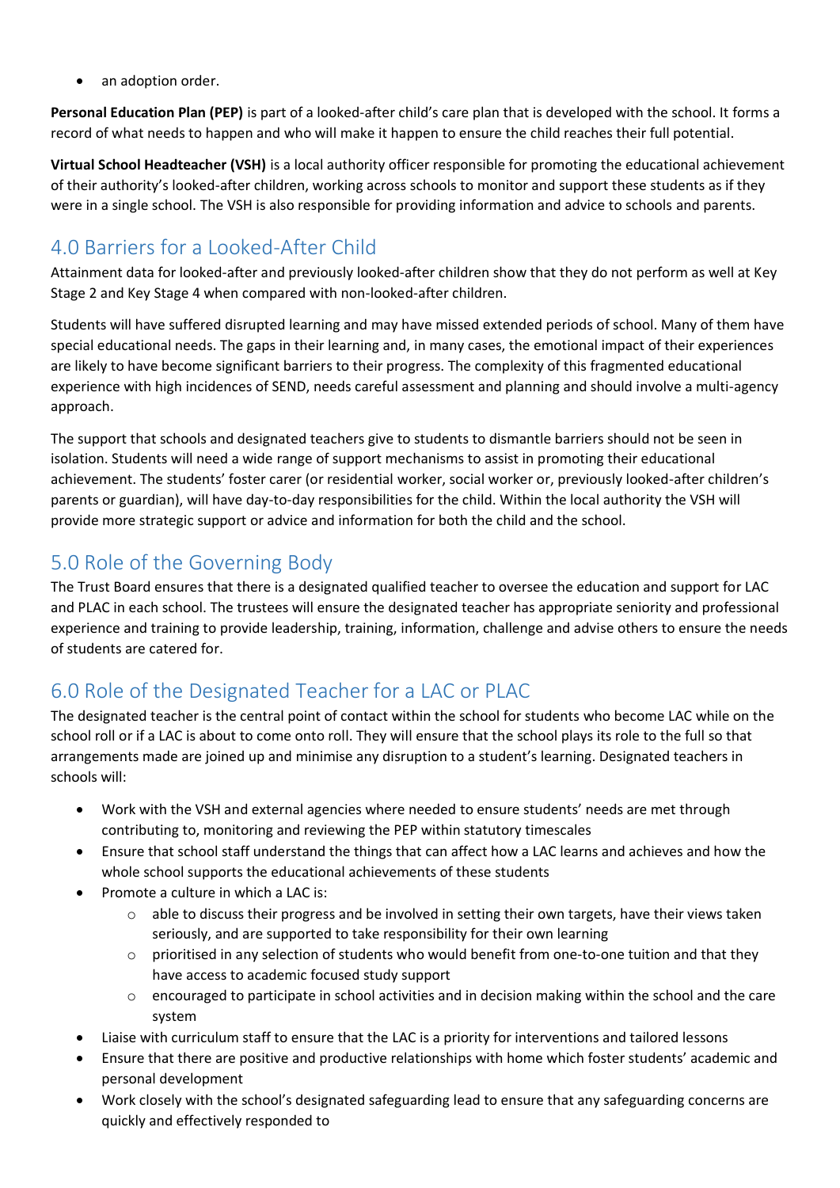- an adoption order.

**Personal Education Plan (PEP)** is part of a looked-after child's care plan that is developed with the school. It forms a record of what needs to happen and who will make it happen to ensure the child reaches their full potential.

**Virtual School Headteacher (VSH)** is a local authority officer responsible for promoting the educational achievement of their authority's looked-after children, working across schools to monitor and support these students as if they were in a single school. The VSH is also responsible for providing information and advice to schools and parents.

## 4.0 Barriers for a Looked-After Child

Attainment data for looked-after and previously looked-after children show that they do not perform as well at Key Stage 2 and Key Stage 4 when compared with non-looked-after children.

Students will have suffered disrupted learning and may have missed extended periods of school. Many of them have special educational needs. The gaps in their learning and, in many cases, the emotional impact of their experiences are likely to have become significant barriers to their progress. The complexity of this fragmented educational experience with high incidences of SEND, needs careful assessment and planning and should involve a multi-agency approach.

The support that schools and designated teachers give to students to dismantle barriers should not be seen in isolation. Students will need a wide range of support mechanisms to assist in promoting their educational achievement. The students' foster carer (or residential worker, social worker or, previously looked-after children's parents or guardian), will have day-to-day responsibilities for the child. Within the local authority the VSH will provide more strategic support or advice and information for both the child and the school.

## 5.0 Role of the Governing Body

The Trust Board ensures that there is a designated qualified teacher to oversee the education and support for LAC and PLAC in each school. The trustees will ensure the designated teacher has appropriate seniority and professional experience and training to provide leadership, training, information, challenge and advise others to ensure the needs of students are catered for.

## 6.0 Role of the Designated Teacher for a LAC or PLAC

The designated teacher is the central point of contact within the school for students who become LAC while on the school roll or if a LAC is about to come onto roll. They will ensure that the school plays its role to the full so that arrangements made are joined up and minimise any disruption to a student's learning. Designated teachers in schools will:

- Work with the VSH and external agencies where needed to ensure students' needs are met through contributing to, monitoring and reviewing the PEP within statutory timescales
- Ensure that school staff understand the things that can affect how a LAC learns and achieves and how the whole school supports the educational achievements of these students
- Promote a culture in which a LAC is:
  - able to discuss their progress and be involved in setting their own targets, have their views taken seriously, and are supported to take responsibility for their own learning
  - prioritised in any selection of students who would benefit from one-to-one tuition and that they have access to academic focused study support
  - encouraged to participate in school activities and in decision making within the school and the care system
- Liaise with curriculum staff to ensure that the LAC is a priority for interventions and tailored lessons
- Ensure that there are positive and productive relationships with home which foster students' academic and personal development
- Work closely with the school's designated safeguarding lead to ensure that any safeguarding concerns are quickly and effectively responded to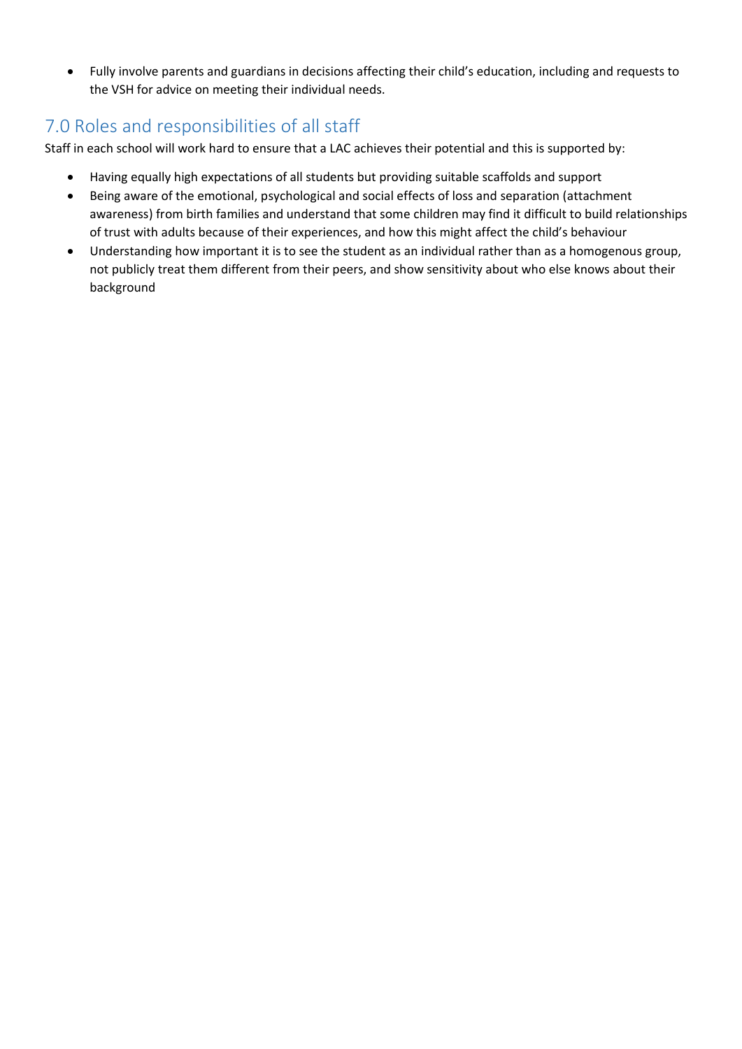- Fully involve parents and guardians in decisions affecting their child's education, including and requests to the VSH for advice on meeting their individual needs.

## 7.0 Roles and responsibilities of all staff

Staff in each school will work hard to ensure that a LAC achieves their potential and this is supported by:

- Having equally high expectations of all students but providing suitable scaffolds and support
- Being aware of the emotional, psychological and social effects of loss and separation (attachment awareness) from birth families and understand that some children may find it difficult to build relationships of trust with adults because of their experiences, and how this might affect the child's behaviour
- Understanding how important it is to see the student as an individual rather than as a homogenous group, not publicly treat them different from their peers, and show sensitivity about who else knows about their background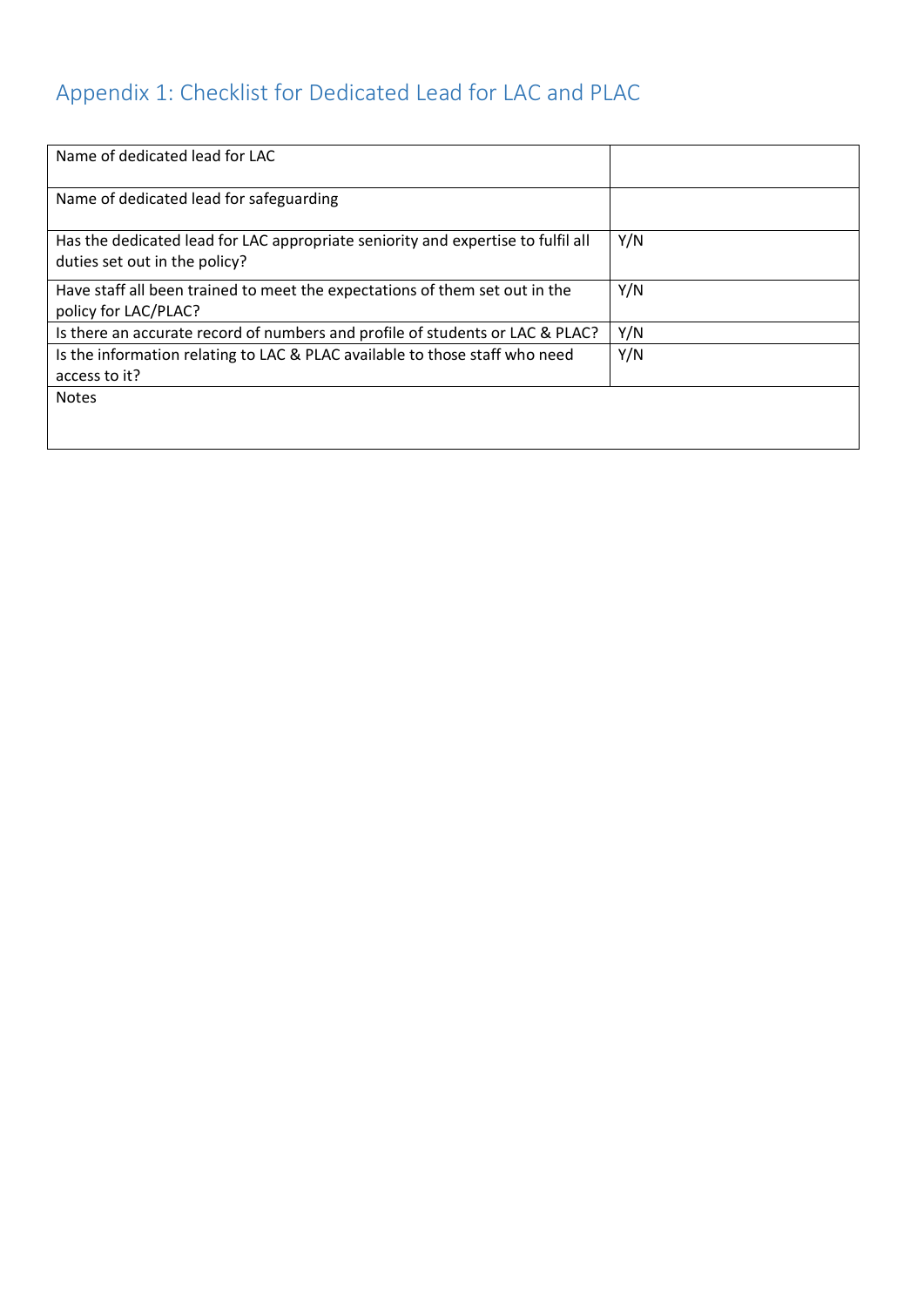# Appendix 1: Checklist for Dedicated Lead for LAC and PLAC

| | |
|---|---|
| Name of dedicated lead for LAC | |
| Name of dedicated lead for safeguarding | |
| Has the dedicated lead for LAC appropriate seniority and expertise to fulfil all duties set out in the policy? | Y/N |
| Have staff all been trained to meet the expectations of them set out in the policy for LAC/PLAC? | Y/N |
| Is there an accurate record of numbers and profile of students or LAC & PLAC? | Y/N |
| Is the information relating to LAC & PLAC available to those staff who need access to it? | Y/N |
| Notes | |